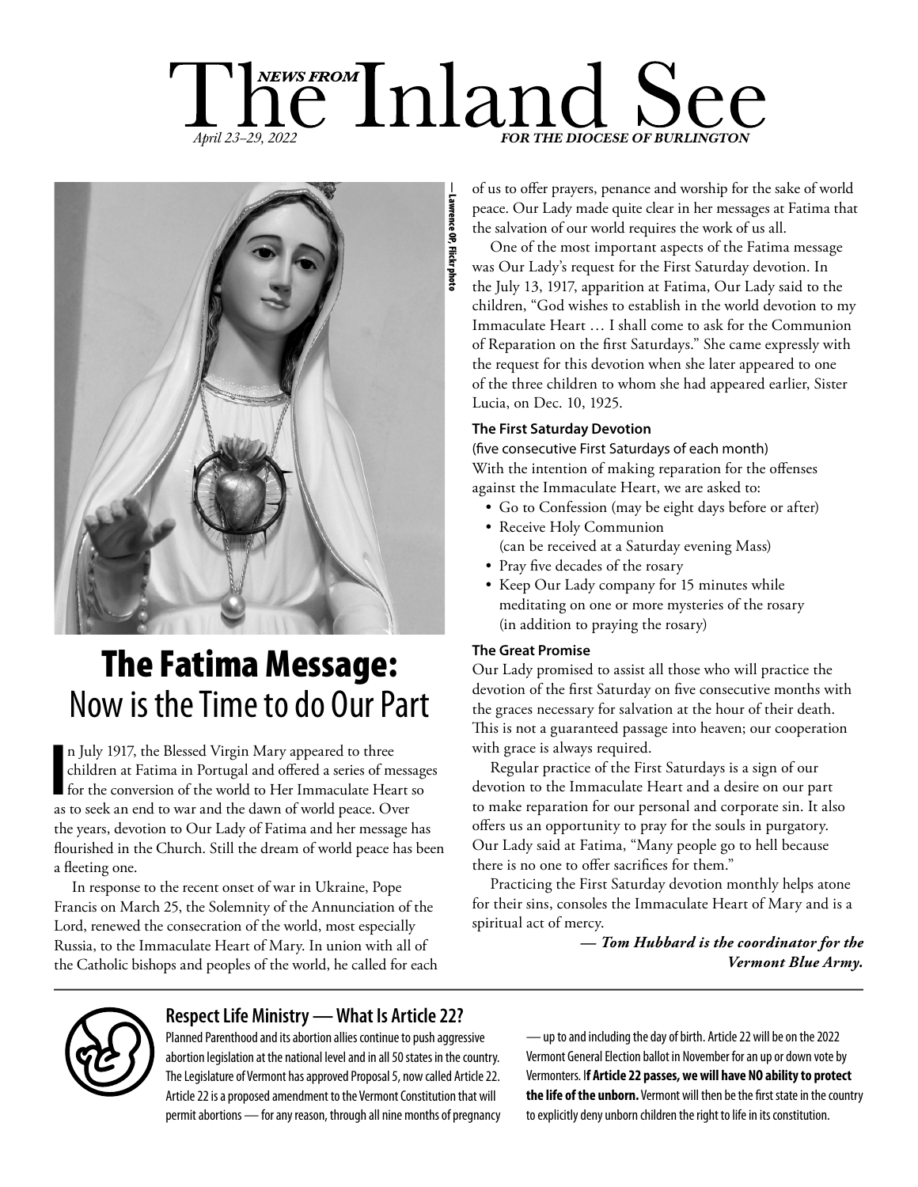# NEWS FROM The Inland See

*April 23–29, 2022* ***FOR THE DIOCESE OF BURLINGTON***

— Lawrence OP, Flickr photo

## The Fatima Message: Now is the Time to do Our Part

In July 1917, the Blessed Virgin Mary appeared to three children at Fatima in Portugal and offered a series of messages for the conversion of the world to Her Immaculate Heart so as to seek an end to war and the dawn of world peace. Over the years, devotion to Our Lady of Fatima and her message has flourished in the Church. Still the dream of world peace has been a fleeting one.

In response to the recent onset of war in Ukraine, Pope Francis on March 25, the Solemnity of the Annunciation of the Lord, renewed the consecration of the world, most especially Russia, to the Immaculate Heart of Mary. In union with all of the Catholic bishops and peoples of the world, he called for each of us to offer prayers, penance and worship for the sake of world peace. Our Lady made quite clear in her messages at Fatima that the salvation of our world requires the work of us all.

One of the most important aspects of the Fatima message was Our Lady's request for the First Saturday devotion. In the July 13, 1917, apparition at Fatima, Our Lady said to the children, "God wishes to establish in the world devotion to my Immaculate Heart … I shall come to ask for the Communion of Reparation on the first Saturdays." She came expressly with the request for this devotion when she later appeared to one of the three children to whom she had appeared earlier, Sister Lucia, on Dec. 10, 1925.

### The First Saturday Devotion

(five consecutive First Saturdays of each month)
With the intention of making reparation for the offenses against the Immaculate Heart, we are asked to:

- Go to Confession (may be eight days before or after)
- Receive Holy Communion (can be received at a Saturday evening Mass)
- Pray five decades of the rosary
- Keep Our Lady company for 15 minutes while meditating on one or more mysteries of the rosary (in addition to praying the rosary)

### The Great Promise

Our Lady promised to assist all those who will practice the devotion of the first Saturday on five consecutive months with the graces necessary for salvation at the hour of their death. This is not a guaranteed passage into heaven; our cooperation with grace is always required.

Regular practice of the First Saturdays is a sign of our devotion to the Immaculate Heart and a desire on our part to make reparation for our personal and corporate sin. It also offers us an opportunity to pray for the souls in purgatory. Our Lady said at Fatima, "Many people go to hell because there is no one to offer sacrifices for them."

Practicing the First Saturday devotion monthly helps atone for their sins, consoles the Immaculate Heart of Mary and is a spiritual act of mercy.

***— Tom Hubbard is the coordinator for the Vermont Blue Army.***

---

## Respect Life Ministry — What Is Article 22?

Planned Parenthood and its abortion allies continue to push aggressive abortion legislation at the national level and in all 50 states in the country. The Legislature of Vermont has approved Proposal 5, now called Article 22. Article 22 is a proposed amendment to the Vermont Constitution that will permit abortions — for any reason, through all nine months of pregnancy — up to and including the day of birth. Article 22 will be on the 2022 Vermont General Election ballot in November for an up or down vote by Vermonters. I**f Article 22 passes, we will have NO ability to protect the life of the unborn.** Vermont will then be the first state in the country to explicitly deny unborn children the right to life in its constitution.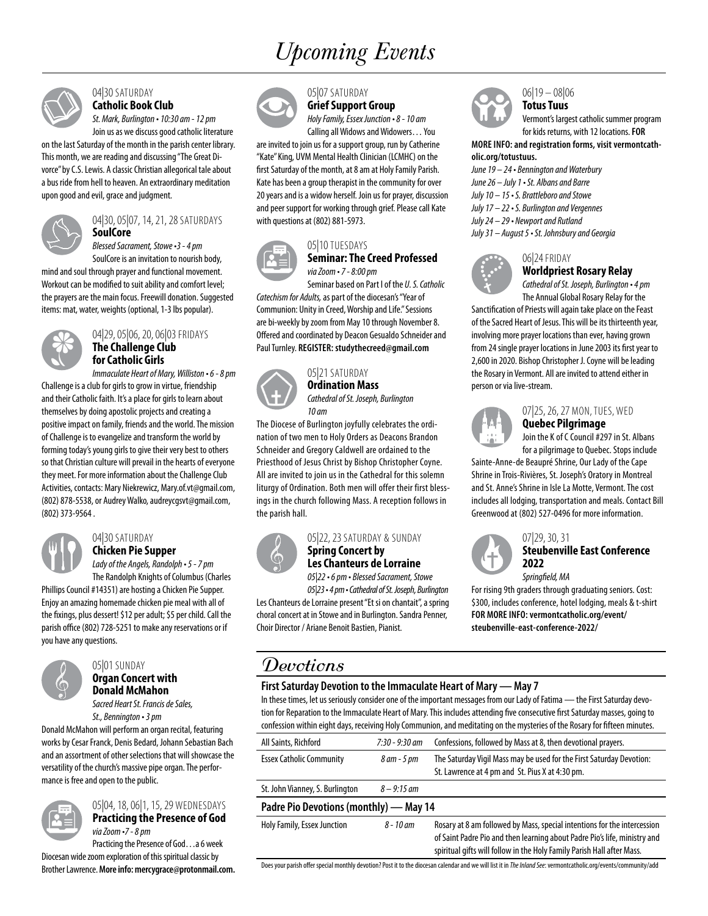# Upcoming Events

04|30 SATURDAY
### Catholic Book Club

*St. Mark, Burlington • 10:30 am - 12 pm*

Join us as we discuss good catholic literature on the last Saturday of the month in the parish center library. This month, we are reading and discussing "The Great Divorce" by C.S. Lewis. A classic Christian allegorical tale about a bus ride from hell to heaven. An extraordinary meditation upon good and evil, grace and judgment.

04|30, 05|07, 14, 21, 28 SATURDAYS
### SoulCore

*Blessed Sacrament, Stowe • 3 - 4 pm*

SoulCore is an invitation to nourish body, mind and soul through prayer and functional movement. Workout can be modified to suit ability and comfort level; the prayers are the main focus. Freewill donation. Suggested items: mat, water, weights (optional, 1-3 lbs popular).

04|29, 05|06, 20, 06|03 FRIDAYS
### The Challenge Club for Catholic Girls

*Immaculate Heart of Mary, Williston • 6 - 8 pm*

Challenge is a club for girls to grow in virtue, friendship and their Catholic faith. It's a place for girls to learn about themselves by doing apostolic projects and creating a positive impact on family, friends and the world. The mission of Challenge is to evangelize and transform the world by forming today's young girls to give their very best to others so that Christian culture will prevail in the hearts of everyone they meet. For more information about the Challenge Club Activities, contacts: Mary Niekrewicz, Mary.of.vt@gmail.com, (802) 878-5538, or Audrey Walko, audreycgsvt@gmail.com, (802) 373-9564 .

04|30 SATURDAY
### Chicken Pie Supper

*Lady of the Angels, Randolph • 5 - 7 pm*

The Randolph Knights of Columbus (Charles Phillips Council #14351) are hosting a Chicken Pie Supper. Enjoy an amazing homemade chicken pie meal with all of the fixings, plus dessert! $12 per adult; $5 per child. Call the parish office (802) 728-5251 to make any reservations or if you have any questions.

05|01 SUNDAY
### Organ Concert with Donald McMahon

*Sacred Heart St. Francis de Sales, St., Bennington • 3 pm*

Donald McMahon will perform an organ recital, featuring works by Cesar Franck, Denis Bedard, Johann Sebastian Bach and an assortment of other selections that will showcase the versatility of the church's massive pipe organ. The performance is free and open to the public.

05|04, 18, 06|1, 15, 29 WEDNESDAYS
### Practicing the Presence of God

*via Zoom • 7 - 8 pm*

Practicing the Presence of God…a 6 week Diocesan wide zoom exploration of this spiritual classic by Brother Lawrence. **More info: mercygrace@protonmail.com.**

05|07 SATURDAY
### Grief Support Group

*Holy Family, Essex Junction • 8 - 10 am*

Calling all Widows and Widowers… You are invited to join us for a support group, run by Catherine "Kate" King, UVM Mental Health Clinician (LCMHC) on the first Saturday of the month, at 8 am at Holy Family Parish. Kate has been a group therapist in the community for over 20 years and is a widow herself. Join us for prayer, discussion and peer support for working through grief. Please call Kate with questions at (802) 881-5973.

05|10 TUESDAYS
### Seminar: The Creed Professed

*via Zoom • 7 - 8:00 pm*

Seminar based on Part I of the *U. S. Catholic Catechism for Adults,* as part of the diocesan's "Year of Communion: Unity in Creed, Worship and Life." Sessions are bi-weekly by zoom from May 10 through November 8. Offered and coordinated by Deacon Gesualdo Schneider and Paul Turnley. **REGISTER: studythecreed@gmail.com**

05|21 SATURDAY
### Ordination Mass

*Cathedral of St. Joseph, Burlington 10 am*

The Diocese of Burlington joyfully celebrates the ordination of two men to Holy Orders as Deacons Brandon Schneider and Gregory Caldwell are ordained to the Priesthood of Jesus Christ by Bishop Christopher Coyne. All are invited to join us in the Cathedral for this solemn liturgy of Ordination. Both men will offer their first blessings in the church following Mass. A reception follows in the parish hall.

05|22, 23 SATURDAY & SUNDAY
### Spring Concert by Les Chanteurs de Lorraine

*05|22 • 6 pm • Blessed Sacrament, Stowe*
*05|23 • 4 pm • Cathedral of St. Joseph, Burlington*

Les Chanteurs de Lorraine present "Et si on chantait", a spring choral concert at in Stowe and in Burlington. Sandra Penner, Choir Director / Ariane Benoit Bastien, Pianist.

06|19 – 08|06
### Totus Tuus

Vermont's largest catholic summer program for kids returns, with 12 locations. **FOR MORE INFO: and registration forms, visit vermontcatholic.org/totustuus.**

*June 19 – 24 • Bennington and Waterbury*
*June 26 – July 1 • St. Albans and Barre*
*July 10 – 15 • S. Brattleboro and Stowe*
*July 17 – 22 • S. Burlington and Vergennes*
*July 24 – 29 • Newport and Rutland*
*July 31 – August 5 • St. Johnsbury and Georgia*

06|24 FRIDAY
### Worldpriest Rosary Relay

*Cathedral of St. Joseph, Burlington • 4 pm*

The Annual Global Rosary Relay for the Sanctification of Priests will again take place on the Feast of the Sacred Heart of Jesus. This will be its thirteenth year, involving more prayer locations than ever, having grown from 24 single prayer locations in June 2003 its first year to 2,600 in 2020. Bishop Christopher J. Coyne will be leading the Rosary in Vermont. All are invited to attend either in person or via live-stream.

07|25, 26, 27 MON, TUES, WED
### Quebec Pilgrimage

Join the K of C Council #297 in St. Albans for a pilgrimage to Quebec. Stops include Sainte-Anne-de Beaupré Shrine, Our Lady of the Cape Shrine in Trois-Rivières, St. Joseph's Oratory in Montreal and St. Anne's Shrine in Isle La Motte, Vermont. The cost includes all lodging, transportation and meals. Contact Bill Greenwood at (802) 527-0496 for more information.

07|29, 30, 31
### Steubenville East Conference 2022

*Springfield, MA*

For rising 9th graders through graduating seniors. Cost: $300, includes conference, hotel lodging, meals & t-shirt **FOR MORE INFO: vermontcatholic.org/event/steubenville-east-conference-2022/**

# Devotions

### First Saturday Devotion to the Immaculate Heart of Mary — May 7

In these times, let us seriously consider one of the important messages from our Lady of Fatima — the First Saturday devotion for Reparation to the Immaculate Heart of Mary. This includes attending five consecutive first Saturday masses, going to confession within eight days, receiving Holy Communion, and meditating on the mysteries of the Rosary for fifteen minutes.

| | | |
|---|---|---|
| All Saints, Richford | *7:30 - 9:30 am* | Confessions, followed by Mass at 8, then devotional prayers. |
| Essex Catholic Community | *8 am - 5 pm* | The Saturday Vigil Mass may be used for the First Saturday Devotion: St. Lawrence at 4 pm and St. Pius X at 4:30 pm. |
| St. John Vianney, S. Burlington | *8 – 9:15 am* | |

### Padre Pio Devotions (monthly) — May 14

| | | |
|---|---|---|
| Holy Family, Essex Junction | *8 - 10 am* | Rosary at 8 am followed by Mass, special intentions for the intercession of Saint Padre Pio and then learning about Padre Pio's life, ministry and spiritual gifts will follow in the Holy Family Parish Hall after Mass. |

Does your parish offer special monthly devotion? Post it to the diocesan calendar and we will list it in *The Inland See*: vermontcatholic.org/events/community/add